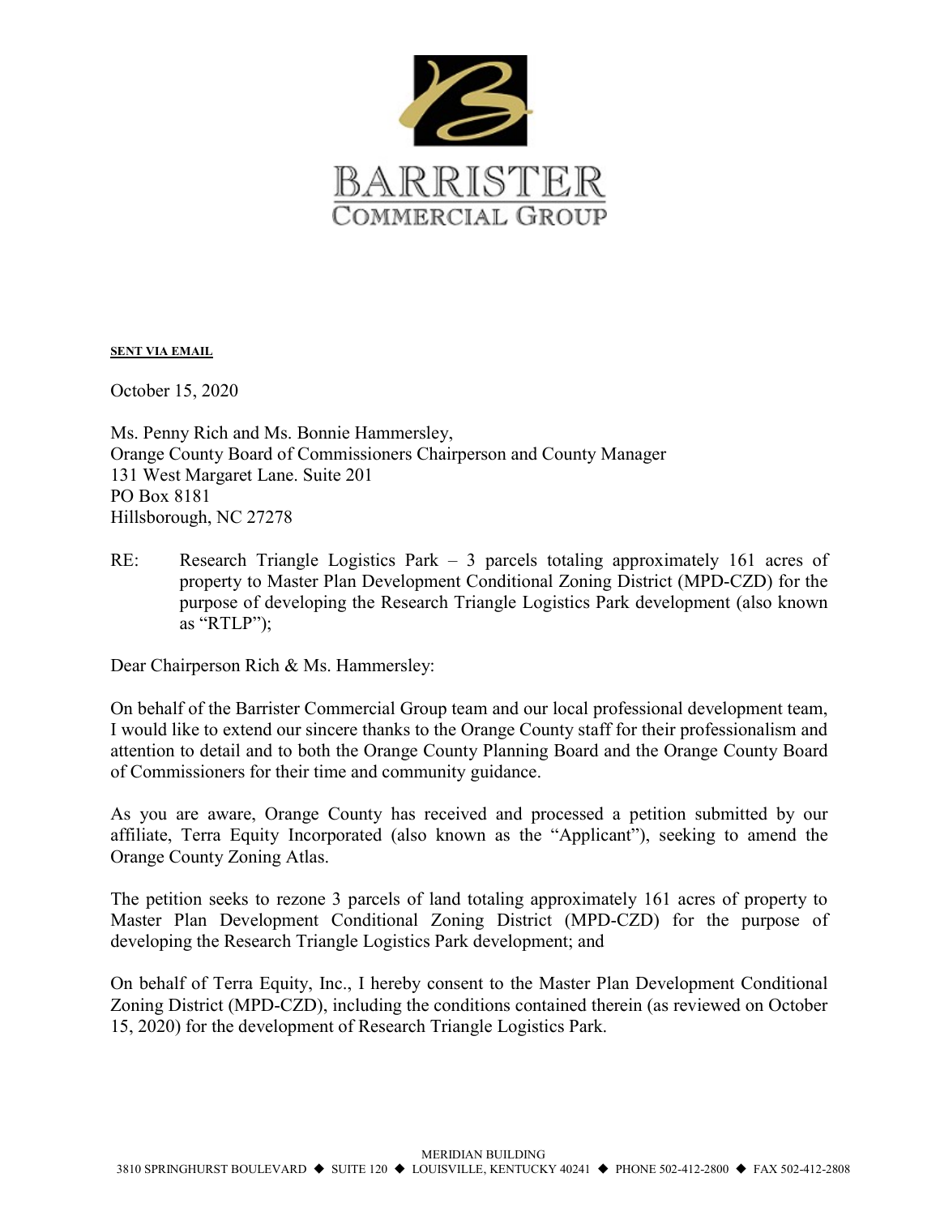# BARRISTER
## COMMERCIAL GROUP

**SENT VIA EMAIL**

October 15, 2020

Ms. Penny Rich and Ms. Bonnie Hammersley,
Orange County Board of Commissioners Chairperson and County Manager
131 West Margaret Lane. Suite 201
PO Box 8181
Hillsborough, NC 27278

RE: Research Triangle Logistics Park – 3 parcels totaling approximately 161 acres of property to Master Plan Development Conditional Zoning District (MPD-CZD) for the purpose of developing the Research Triangle Logistics Park development (also known as "RTLP");

Dear Chairperson Rich & Ms. Hammersley:

On behalf of the Barrister Commercial Group team and our local professional development team, I would like to extend our sincere thanks to the Orange County staff for their professionalism and attention to detail and to both the Orange County Planning Board and the Orange County Board of Commissioners for their time and community guidance.

As you are aware, Orange County has received and processed a petition submitted by our affiliate, Terra Equity Incorporated (also known as the "Applicant"), seeking to amend the Orange County Zoning Atlas.

The petition seeks to rezone 3 parcels of land totaling approximately 161 acres of property to Master Plan Development Conditional Zoning District (MPD-CZD) for the purpose of developing the Research Triangle Logistics Park development; and

On behalf of Terra Equity, Inc., I hereby consent to the Master Plan Development Conditional Zoning District (MPD-CZD), including the conditions contained therein (as reviewed on October 15, 2020) for the development of Research Triangle Logistics Park.

MERIDIAN BUILDING
3810 SPRINGHURST BOULEVARD ◆ SUITE 120 ◆ LOUISVILLE, KENTUCKY 40241 ◆ PHONE 502-412-2800 ◆ FAX 502-412-2808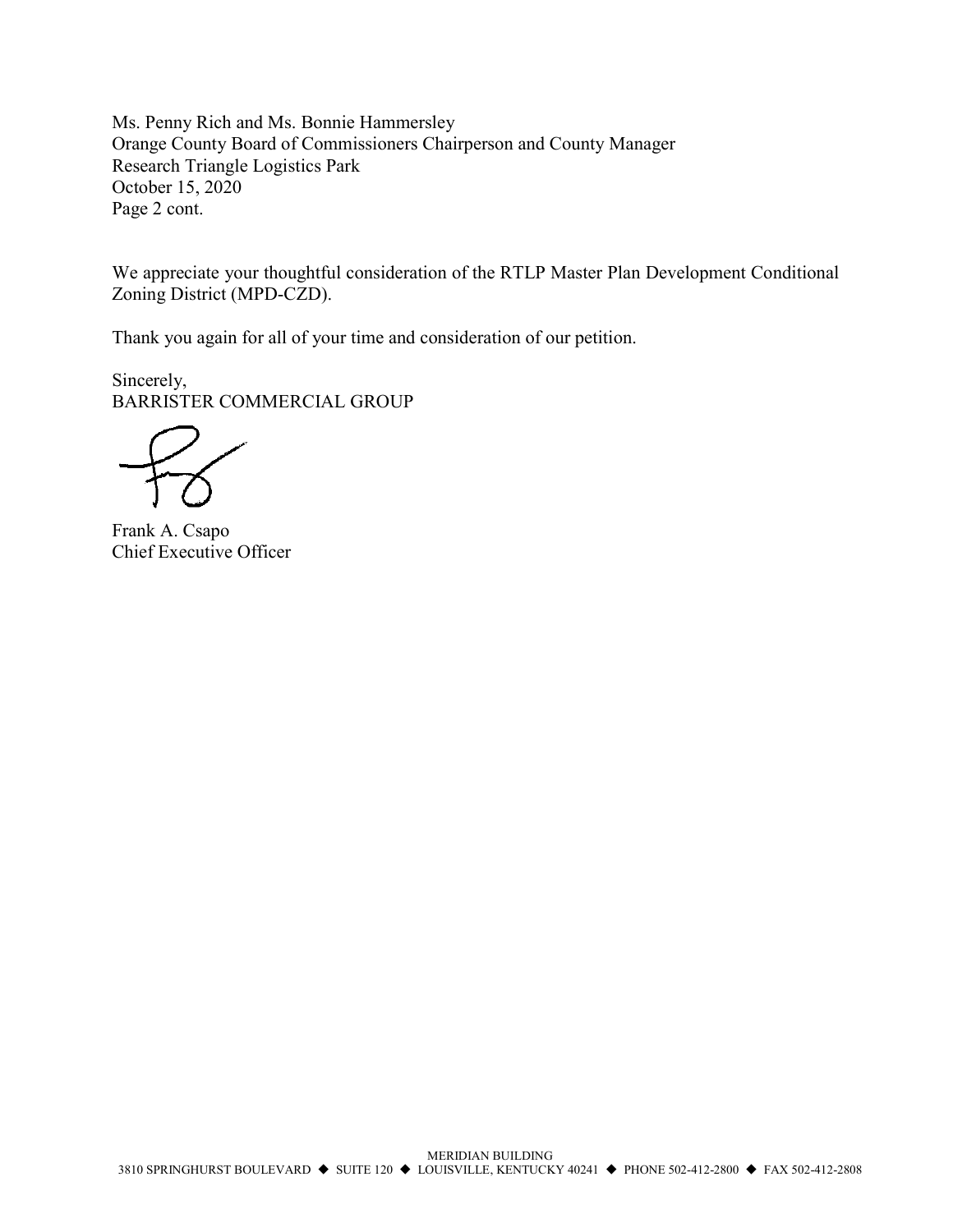Ms. Penny Rich and Ms. Bonnie Hammersley
Orange County Board of Commissioners Chairperson and County Manager
Research Triangle Logistics Park
October 15, 2020
Page 2 cont.

We appreciate your thoughtful consideration of the RTLP Master Plan Development Conditional Zoning District (MPD-CZD).

Thank you again for all of your time and consideration of our petition.

Sincerely,
BARRISTER COMMERCIAL GROUP

Frank A. Csapo
Chief Executive Officer